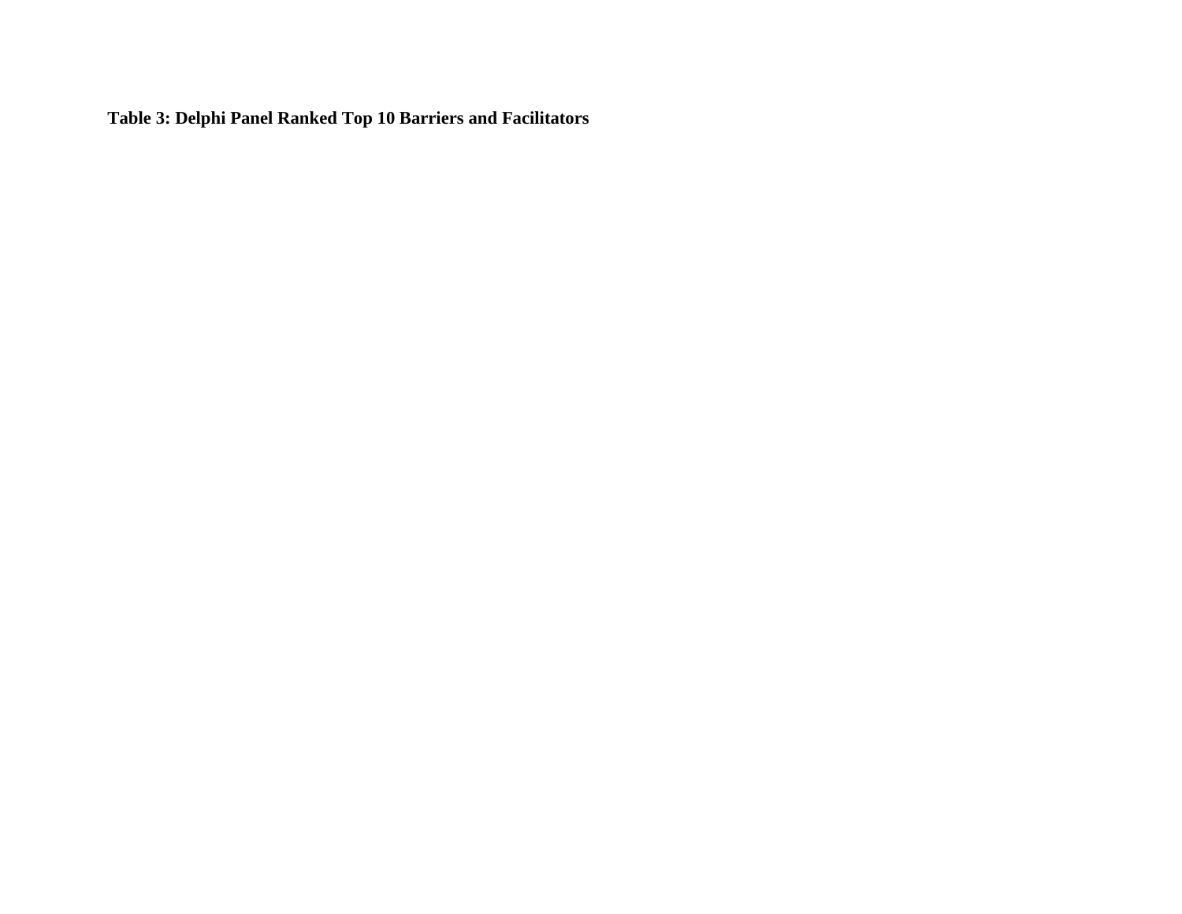**Table 3: Delphi Panel Ranked Top 10 Barriers and Facilitators**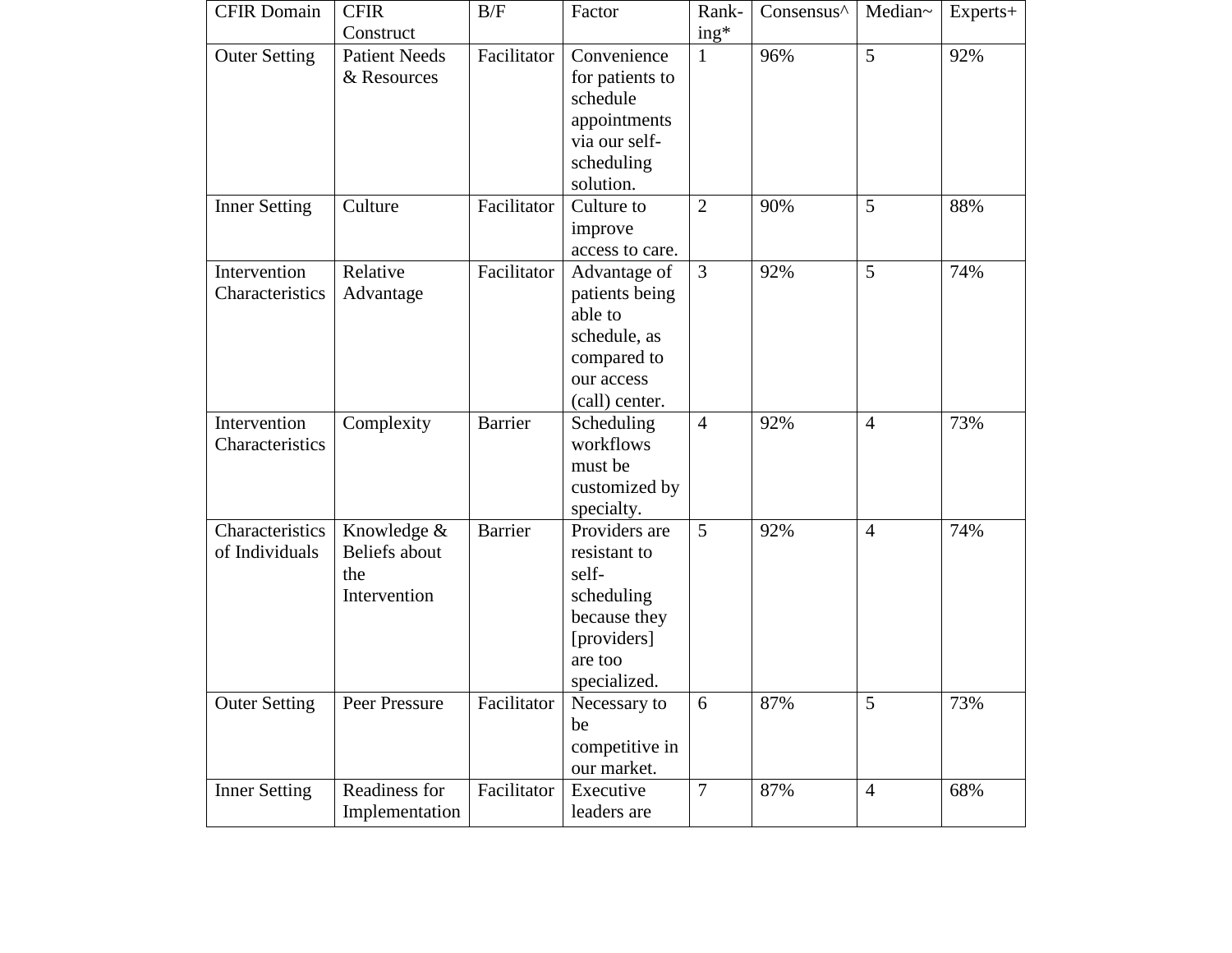| CFIR Domain | CFIR Construct | B/F | Factor | Rank-ing* | Consensus^ | Median~ | Experts+ |
|---|---|---|---|---|---|---|---|
| Outer Setting | Patient Needs & Resources | Facilitator | Convenience for patients to schedule appointments via our self-scheduling solution. | 1 | 96% | 5 | 92% |
| Inner Setting | Culture | Facilitator | Culture to improve access to care. | 2 | 90% | 5 | 88% |
| Intervention Characteristics | Relative Advantage | Facilitator | Advantage of patients being able to schedule, as compared to our access (call) center. | 3 | 92% | 5 | 74% |
| Intervention Characteristics | Complexity | Barrier | Scheduling workflows must be customized by specialty. | 4 | 92% | 4 | 73% |
| Characteristics of Individuals | Knowledge & Beliefs about the Intervention | Barrier | Providers are resistant to self-scheduling because they [providers] are too specialized. | 5 | 92% | 4 | 74% |
| Outer Setting | Peer Pressure | Facilitator | Necessary to be competitive in our market. | 6 | 87% | 5 | 73% |
| Inner Setting | Readiness for Implementation | Facilitator | Executive leaders are | 7 | 87% | 4 | 68% |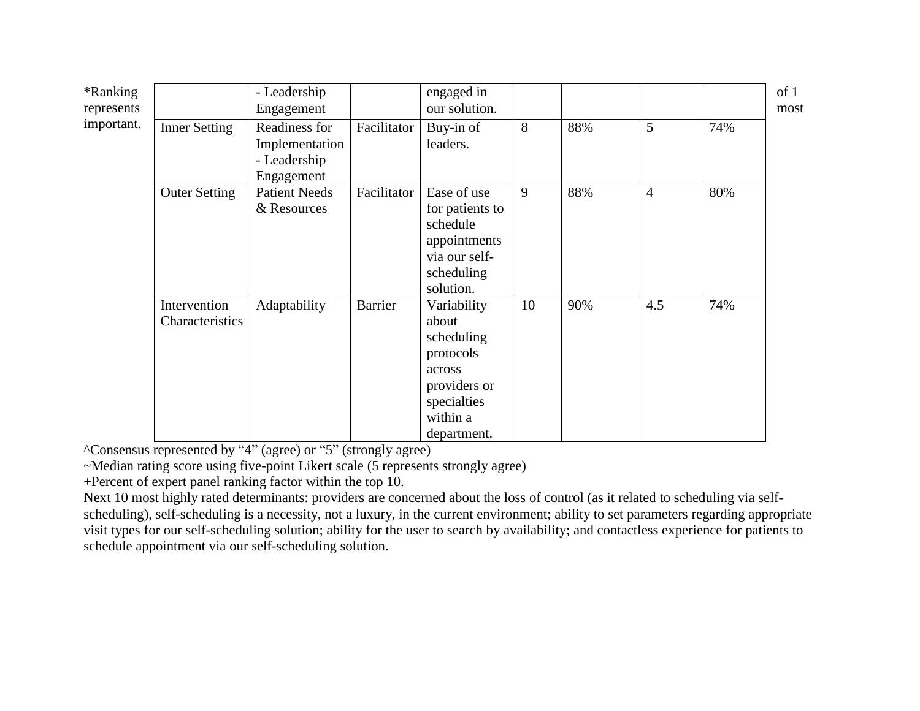| | | | | | | | |
|---|---|---|---|---|---|---|---|
| | - Leadership Engagement | | engaged in our solution. | | | | |
| Inner Setting | Readiness for Implementation - Leadership Engagement | Facilitator | Buy-in of leaders. | 8 | 88% | 5 | 74% |
| Outer Setting | Patient Needs & Resources | Facilitator | Ease of use for patients to schedule appointments via our self-scheduling solution. | 9 | 88% | 4 | 80% |
| Intervention Characteristics | Adaptability | Barrier | Variability about scheduling protocols across providers or specialties within a department. | 10 | 90% | 4.5 | 74% |

*Ranking represents of 1 most important.

^Consensus represented by "4" (agree) or "5" (strongly agree)

~Median rating score using five-point Likert scale (5 represents strongly agree)

+Percent of expert panel ranking factor within the top 10.

Next 10 most highly rated determinants: providers are concerned about the loss of control (as it related to scheduling via self-scheduling), self-scheduling is a necessity, not a luxury, in the current environment; ability to set parameters regarding appropriate visit types for our self-scheduling solution; ability for the user to search by availability; and contactless experience for patients to schedule appointment via our self-scheduling solution.